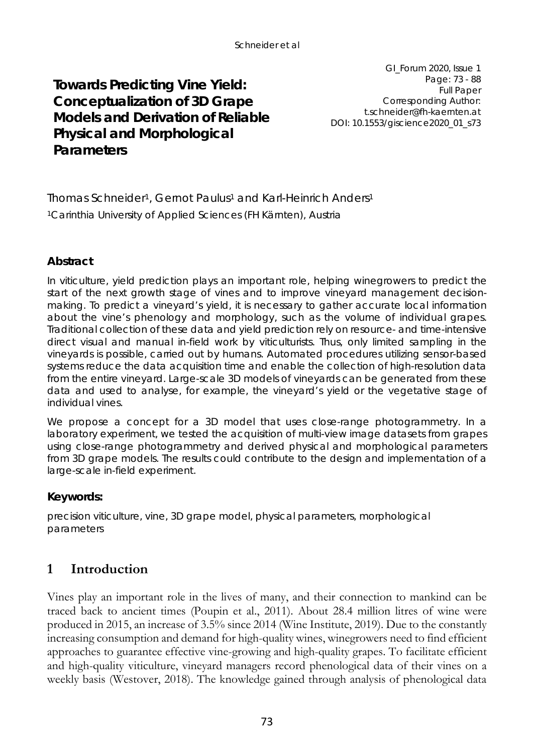# Towards Predicting Vine Yield: Conceptualization of 3D Grape Models and Derivation of Reliable Physical and Morphological Parameters

GI_Forum 2020, Issue 1
Page: 73 - 88
Full Paper
Corresponding Author:
t.schneider@fh-kaernten.at
DOI: 10.1553/giscience2020_01_s73

Thomas Schneider[1], Gernot Paulus[1] and Karl-Heinrich Anders[1]

[1]Carinthia University of Applied Sciences (FH Kärnten), Austria

## Abstract

In viticulture, yield prediction plays an important role, helping winegrowers to predict the start of the next growth stage of vines and to improve vineyard management decision-making. To predict a vineyard's yield, it is necessary to gather accurate local information about the vine's phenology and morphology, such as the volume of individual grapes. Traditional collection of these data and yield prediction rely on resource- and time-intensive direct visual and manual in-field work by viticulturists. Thus, only limited sampling in the vineyards is possible, carried out by humans. Automated procedures utilizing sensor-based systems reduce the data acquisition time and enable the collection of high-resolution data from the entire vineyard. Large-scale 3D models of vineyards can be generated from these data and used to analyse, for example, the vineyard's yield or the vegetative stage of individual vines.

We propose a concept for a 3D model that uses close-range photogrammetry. In a laboratory experiment, we tested the acquisition of multi-view image datasets from grapes using close-range photogrammetry and derived physical and morphological parameters from 3D grape models. The results could contribute to the design and implementation of a large-scale in-field experiment.

## Keywords:

precision viticulture, vine, 3D grape model, physical parameters, morphological parameters

## 1 Introduction

Vines play an important role in the lives of many, and their connection to mankind can be traced back to ancient times (Poupin et al., 2011). About 28.4 million litres of wine were produced in 2015, an increase of 3.5% since 2014 (Wine Institute, 2019). Due to the constantly increasing consumption and demand for high-quality wines, winegrowers need to find efficient approaches to guarantee effective vine-growing and high-quality grapes. To facilitate efficient and high-quality viticulture, vineyard managers record phenological data of their vines on a weekly basis (Westover, 2018). The knowledge gained through analysis of phenological data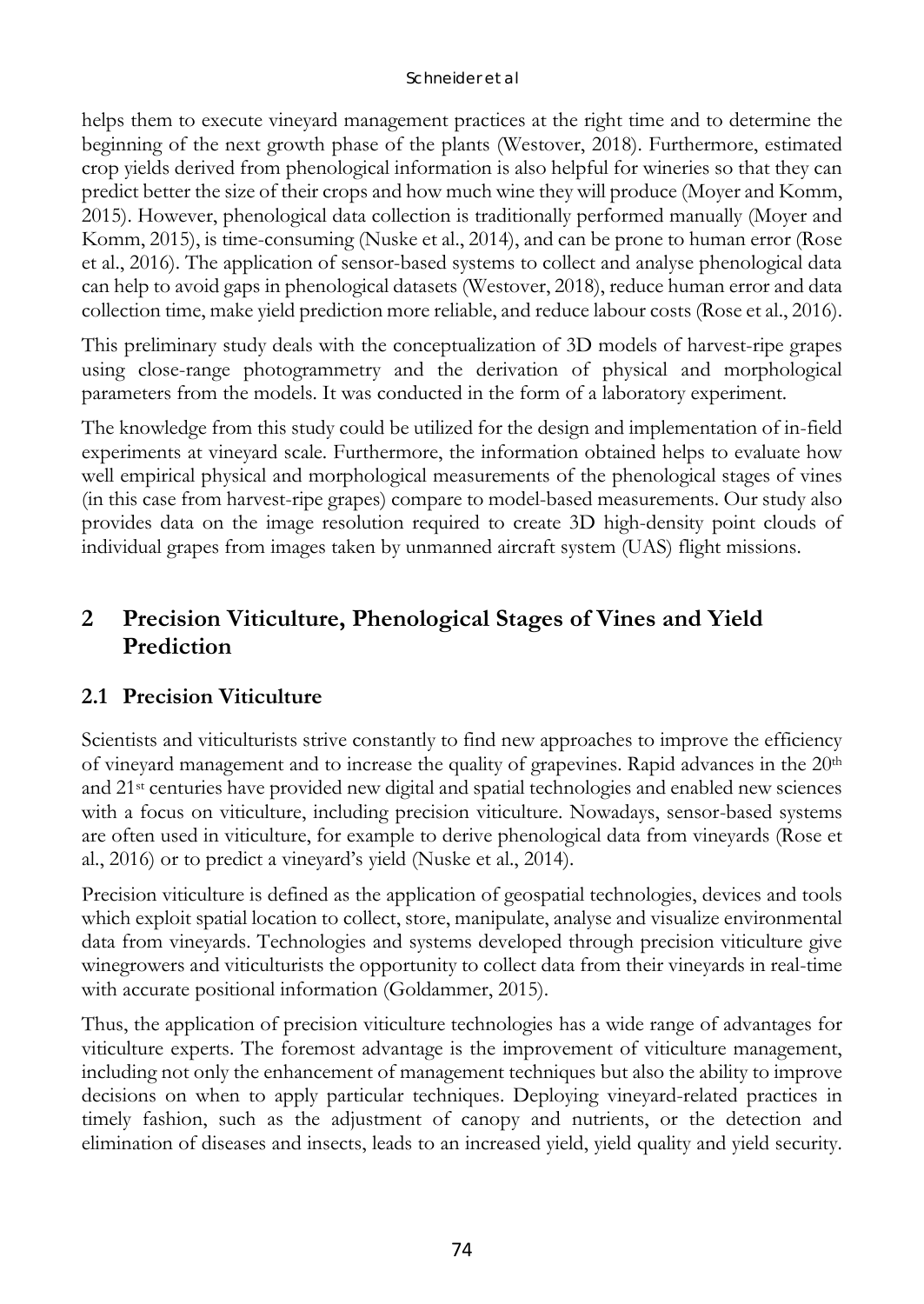helps them to execute vineyard management practices at the right time and to determine the beginning of the next growth phase of the plants (Westover, 2018). Furthermore, estimated crop yields derived from phenological information is also helpful for wineries so that they can predict better the size of their crops and how much wine they will produce (Moyer and Komm, 2015). However, phenological data collection is traditionally performed manually (Moyer and Komm, 2015), is time-consuming (Nuske et al., 2014), and can be prone to human error (Rose et al., 2016). The application of sensor-based systems to collect and analyse phenological data can help to avoid gaps in phenological datasets (Westover, 2018), reduce human error and data collection time, make yield prediction more reliable, and reduce labour costs (Rose et al., 2016).

This preliminary study deals with the conceptualization of 3D models of harvest-ripe grapes using close-range photogrammetry and the derivation of physical and morphological parameters from the models. It was conducted in the form of a laboratory experiment.

The knowledge from this study could be utilized for the design and implementation of in-field experiments at vineyard scale. Furthermore, the information obtained helps to evaluate how well empirical physical and morphological measurements of the phenological stages of vines (in this case from harvest-ripe grapes) compare to model-based measurements. Our study also provides data on the image resolution required to create 3D high-density point clouds of individual grapes from images taken by unmanned aircraft system (UAS) flight missions.

## 2 Precision Viticulture, Phenological Stages of Vines and Yield Prediction

### 2.1 Precision Viticulture

Scientists and viticulturists strive constantly to find new approaches to improve the efficiency of vineyard management and to increase the quality of grapevines. Rapid advances in the 20th and 21st centuries have provided new digital and spatial technologies and enabled new sciences with a focus on viticulture, including precision viticulture. Nowadays, sensor-based systems are often used in viticulture, for example to derive phenological data from vineyards (Rose et al., 2016) or to predict a vineyard's yield (Nuske et al., 2014).

Precision viticulture is defined as the application of geospatial technologies, devices and tools which exploit spatial location to collect, store, manipulate, analyse and visualize environmental data from vineyards. Technologies and systems developed through precision viticulture give winegrowers and viticulturists the opportunity to collect data from their vineyards in real-time with accurate positional information (Goldammer, 2015).

Thus, the application of precision viticulture technologies has a wide range of advantages for viticulture experts. The foremost advantage is the improvement of viticulture management, including not only the enhancement of management techniques but also the ability to improve decisions on when to apply particular techniques. Deploying vineyard-related practices in timely fashion, such as the adjustment of canopy and nutrients, or the detection and elimination of diseases and insects, leads to an increased yield, yield quality and yield security.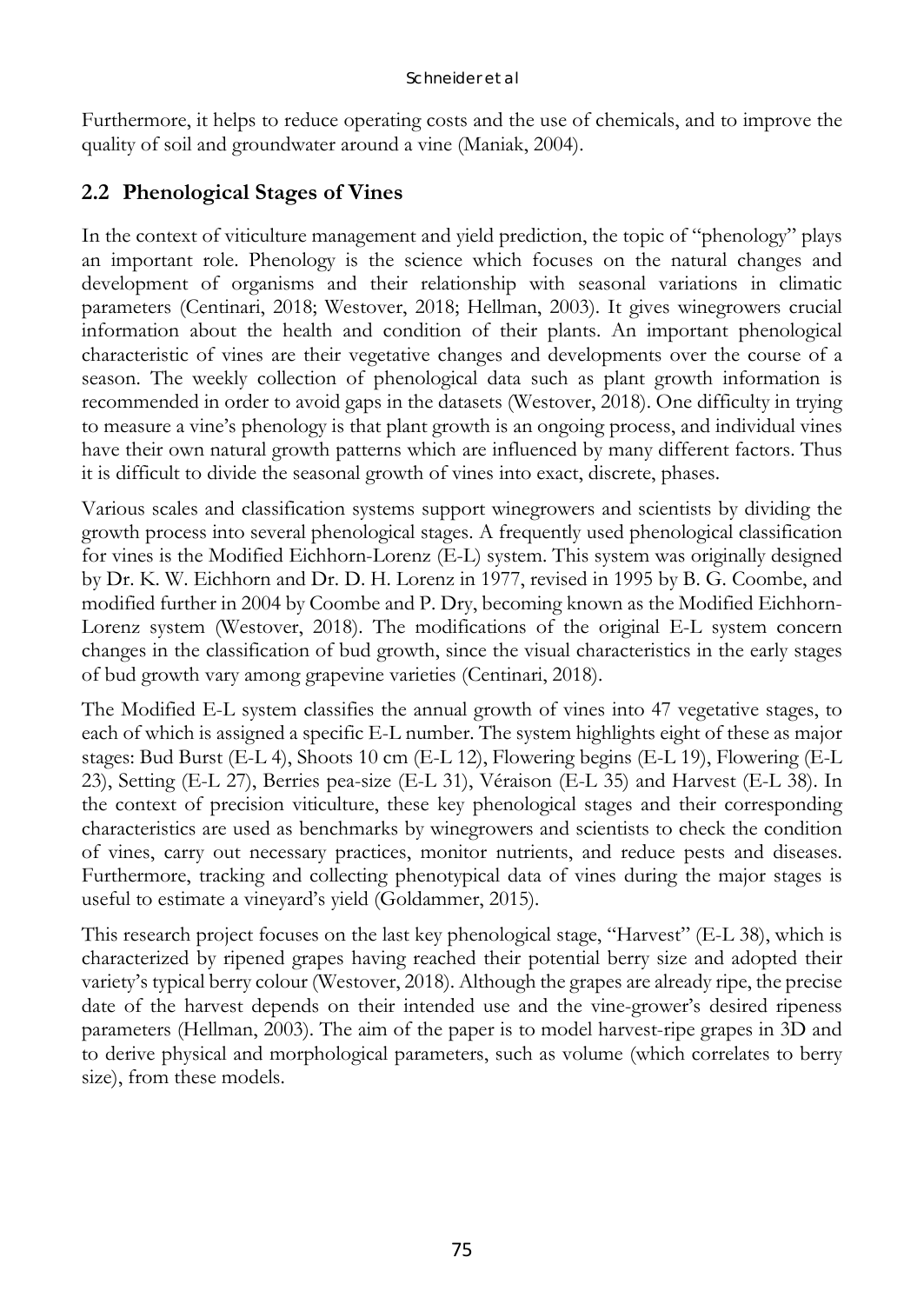Furthermore, it helps to reduce operating costs and the use of chemicals, and to improve the quality of soil and groundwater around a vine (Maniak, 2004).

## 2.2 Phenological Stages of Vines

In the context of viticulture management and yield prediction, the topic of "phenology" plays an important role. Phenology is the science which focuses on the natural changes and development of organisms and their relationship with seasonal variations in climatic parameters (Centinari, 2018; Westover, 2018; Hellman, 2003). It gives winegrowers crucial information about the health and condition of their plants. An important phenological characteristic of vines are their vegetative changes and developments over the course of a season. The weekly collection of phenological data such as plant growth information is recommended in order to avoid gaps in the datasets (Westover, 2018). One difficulty in trying to measure a vine's phenology is that plant growth is an ongoing process, and individual vines have their own natural growth patterns which are influenced by many different factors. Thus it is difficult to divide the seasonal growth of vines into exact, discrete, phases.

Various scales and classification systems support winegrowers and scientists by dividing the growth process into several phenological stages. A frequently used phenological classification for vines is the Modified Eichhorn-Lorenz (E-L) system. This system was originally designed by Dr. K. W. Eichhorn and Dr. D. H. Lorenz in 1977, revised in 1995 by B. G. Coombe, and modified further in 2004 by Coombe and P. Dry, becoming known as the Modified Eichhorn-Lorenz system (Westover, 2018). The modifications of the original E-L system concern changes in the classification of bud growth, since the visual characteristics in the early stages of bud growth vary among grapevine varieties (Centinari, 2018).

The Modified E-L system classifies the annual growth of vines into 47 vegetative stages, to each of which is assigned a specific E-L number. The system highlights eight of these as major stages: Bud Burst (E-L 4), Shoots 10 cm (E-L 12), Flowering begins (E-L 19), Flowering (E-L 23), Setting (E-L 27), Berries pea-size (E-L 31), Véraison (E-L 35) and Harvest (E-L 38). In the context of precision viticulture, these key phenological stages and their corresponding characteristics are used as benchmarks by winegrowers and scientists to check the condition of vines, carry out necessary practices, monitor nutrients, and reduce pests and diseases. Furthermore, tracking and collecting phenotypical data of vines during the major stages is useful to estimate a vineyard's yield (Goldammer, 2015).

This research project focuses on the last key phenological stage, "Harvest" (E-L 38), which is characterized by ripened grapes having reached their potential berry size and adopted their variety's typical berry colour (Westover, 2018). Although the grapes are already ripe, the precise date of the harvest depends on their intended use and the vine-grower's desired ripeness parameters (Hellman, 2003). The aim of the paper is to model harvest-ripe grapes in 3D and to derive physical and morphological parameters, such as volume (which correlates to berry size), from these models.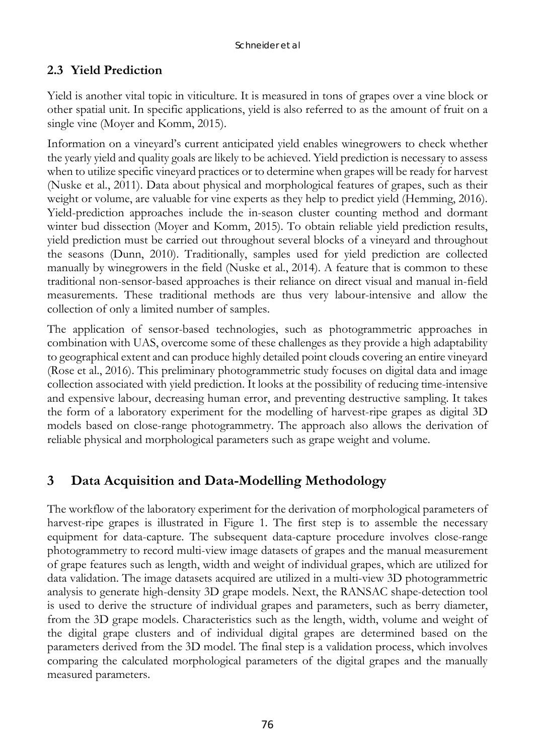## 2.3 Yield Prediction

Yield is another vital topic in viticulture. It is measured in tons of grapes over a vine block or other spatial unit. In specific applications, yield is also referred to as the amount of fruit on a single vine (Moyer and Komm, 2015).

Information on a vineyard's current anticipated yield enables winegrowers to check whether the yearly yield and quality goals are likely to be achieved. Yield prediction is necessary to assess when to utilize specific vineyard practices or to determine when grapes will be ready for harvest (Nuske et al., 2011). Data about physical and morphological features of grapes, such as their weight or volume, are valuable for vine experts as they help to predict yield (Hemming, 2016). Yield-prediction approaches include the in-season cluster counting method and dormant winter bud dissection (Moyer and Komm, 2015). To obtain reliable yield prediction results, yield prediction must be carried out throughout several blocks of a vineyard and throughout the seasons (Dunn, 2010). Traditionally, samples used for yield prediction are collected manually by winegrowers in the field (Nuske et al., 2014). A feature that is common to these traditional non-sensor-based approaches is their reliance on direct visual and manual in-field measurements. These traditional methods are thus very labour-intensive and allow the collection of only a limited number of samples.

The application of sensor-based technologies, such as photogrammetric approaches in combination with UAS, overcome some of these challenges as they provide a high adaptability to geographical extent and can produce highly detailed point clouds covering an entire vineyard (Rose et al., 2016). This preliminary photogrammetric study focuses on digital data and image collection associated with yield prediction. It looks at the possibility of reducing time-intensive and expensive labour, decreasing human error, and preventing destructive sampling. It takes the form of a laboratory experiment for the modelling of harvest-ripe grapes as digital 3D models based on close-range photogrammetry. The approach also allows the derivation of reliable physical and morphological parameters such as grape weight and volume.

# 3 Data Acquisition and Data-Modelling Methodology

The workflow of the laboratory experiment for the derivation of morphological parameters of harvest-ripe grapes is illustrated in Figure 1. The first step is to assemble the necessary equipment for data-capture. The subsequent data-capture procedure involves close-range photogrammetry to record multi-view image datasets of grapes and the manual measurement of grape features such as length, width and weight of individual grapes, which are utilized for data validation. The image datasets acquired are utilized in a multi-view 3D photogrammetric analysis to generate high-density 3D grape models. Next, the RANSAC shape-detection tool is used to derive the structure of individual grapes and parameters, such as berry diameter, from the 3D grape models. Characteristics such as the length, width, volume and weight of the digital grape clusters and of individual digital grapes are determined based on the parameters derived from the 3D model. The final step is a validation process, which involves comparing the calculated morphological parameters of the digital grapes and the manually measured parameters.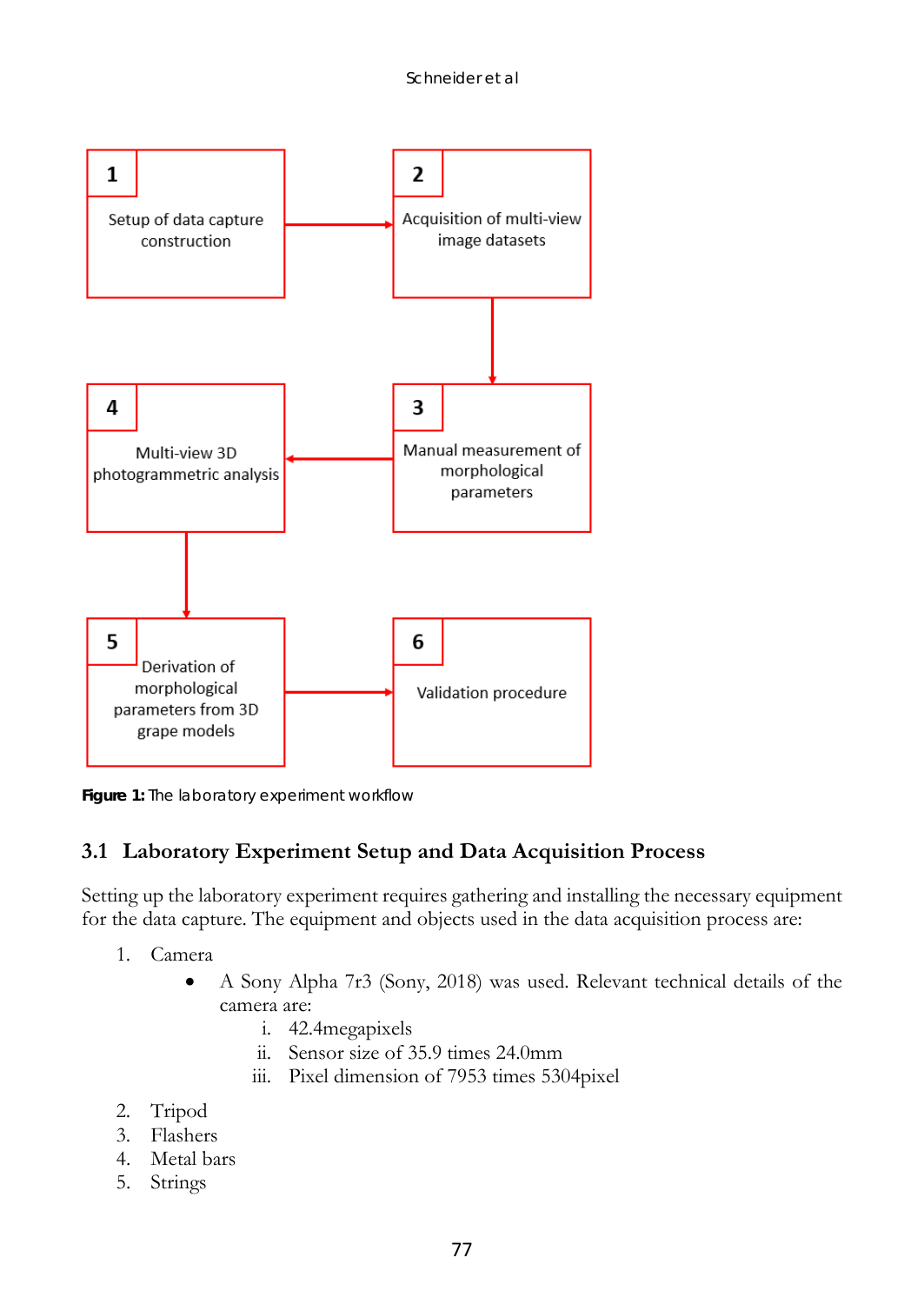1. Setup of data capture construction
2. Acquisition of multi-view image datasets
3. Manual measurement of morphological parameters
4. Multi-view 3D photogrammetric analysis
5. Derivation of morphological parameters from 3D grape models
6. Validation procedure

**Figure 1:** The laboratory experiment workflow

## 3.1 Laboratory Experiment Setup and Data Acquisition Process

Setting up the laboratory experiment requires gathering and installing the necessary equipment for the data capture. The equipment and objects used in the data acquisition process are:

1. Camera
   - A Sony Alpha 7r3 (Sony, 2018) was used. Relevant technical details of the camera are:
     i. 42.4megapixels
     ii. Sensor size of 35.9 times 24.0mm
     iii. Pixel dimension of 7953 times 5304pixel
2. Tripod
3. Flashers
4. Metal bars
5. Strings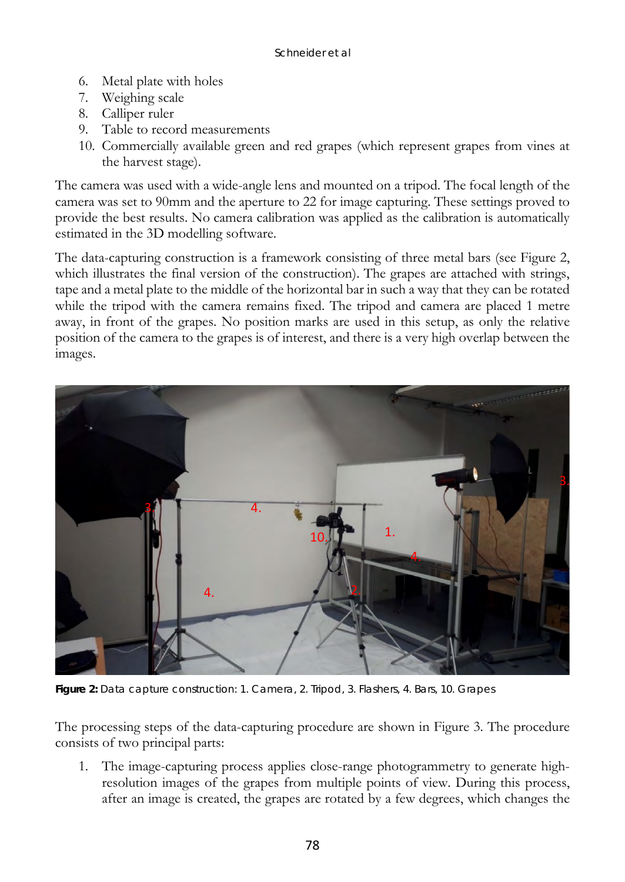6. Metal plate with holes
7. Weighing scale
8. Calliper ruler
9. Table to record measurements
10. Commercially available green and red grapes (which represent grapes from vines at the harvest stage).

The camera was used with a wide-angle lens and mounted on a tripod. The focal length of the camera was set to 90mm and the aperture to 22 for image capturing. These settings proved to provide the best results. No camera calibration was applied as the calibration is automatically estimated in the 3D modelling software.

The data-capturing construction is a framework consisting of three metal bars (see Figure 2, which illustrates the final version of the construction). The grapes are attached with strings, tape and a metal plate to the middle of the horizontal bar in such a way that they can be rotated while the tripod with the camera remains fixed. The tripod and camera are placed 1 metre away, in front of the grapes. No position marks are used in this setup, as only the relative position of the camera to the grapes is of interest, and there is a very high overlap between the images.

**Figure 2:** Data capture construction: 1. Camera, 2. Tripod, 3. Flashers, 4. Bars, 10. Grapes

The processing steps of the data-capturing procedure are shown in Figure 3. The procedure consists of two principal parts:

1. The image-capturing process applies close-range photogrammetry to generate high-resolution images of the grapes from multiple points of view. During this process, after an image is created, the grapes are rotated by a few degrees, which changes the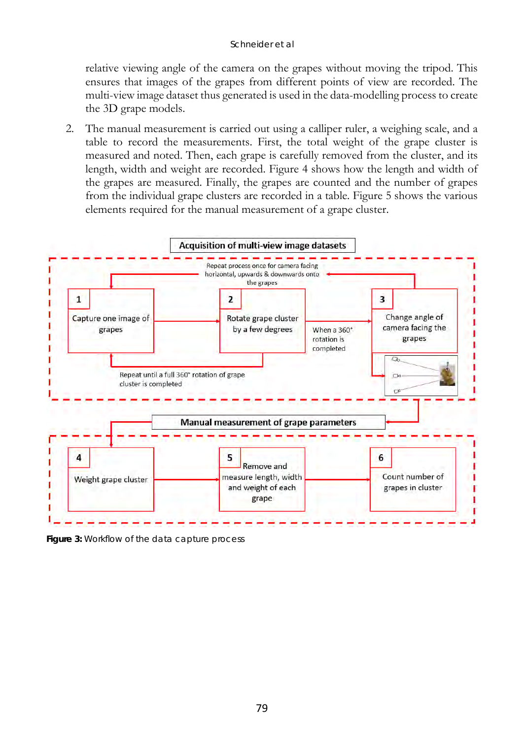relative viewing angle of the camera on the grapes without moving the tripod. This ensures that images of the grapes from different points of view are recorded. The multi-view image dataset thus generated is used in the data-modelling process to create the 3D grape models.

2. The manual measurement is carried out using a calliper ruler, a weighing scale, and a table to record the measurements. First, the total weight of the grape cluster is measured and noted. Then, each grape is carefully removed from the cluster, and its length, width and weight are recorded. Figure 4 shows how the length and width of the grapes are measured. Finally, the grapes are counted and the number of grapes from the individual grape clusters are recorded in a table. Figure 5 shows the various elements required for the manual measurement of a grape cluster.

**Acquisition of multi-view image datasets**

Repeat process once for camera facing horizontal, upwards & downwards onto the grapes

1 Capture one image of grapes

2 Rotate grape cluster by a few degrees

When a 360° rotation is completed

3 Change angle of camera facing the grapes

Repeat until a full 360° rotation of grape cluster is completed

**Manual measurement of grape parameters**

4 Weight grape cluster

5 Remove and measure length, width and weight of each grape

6 Count number of grapes in cluster

**Figure 3:** Workflow of the data capture process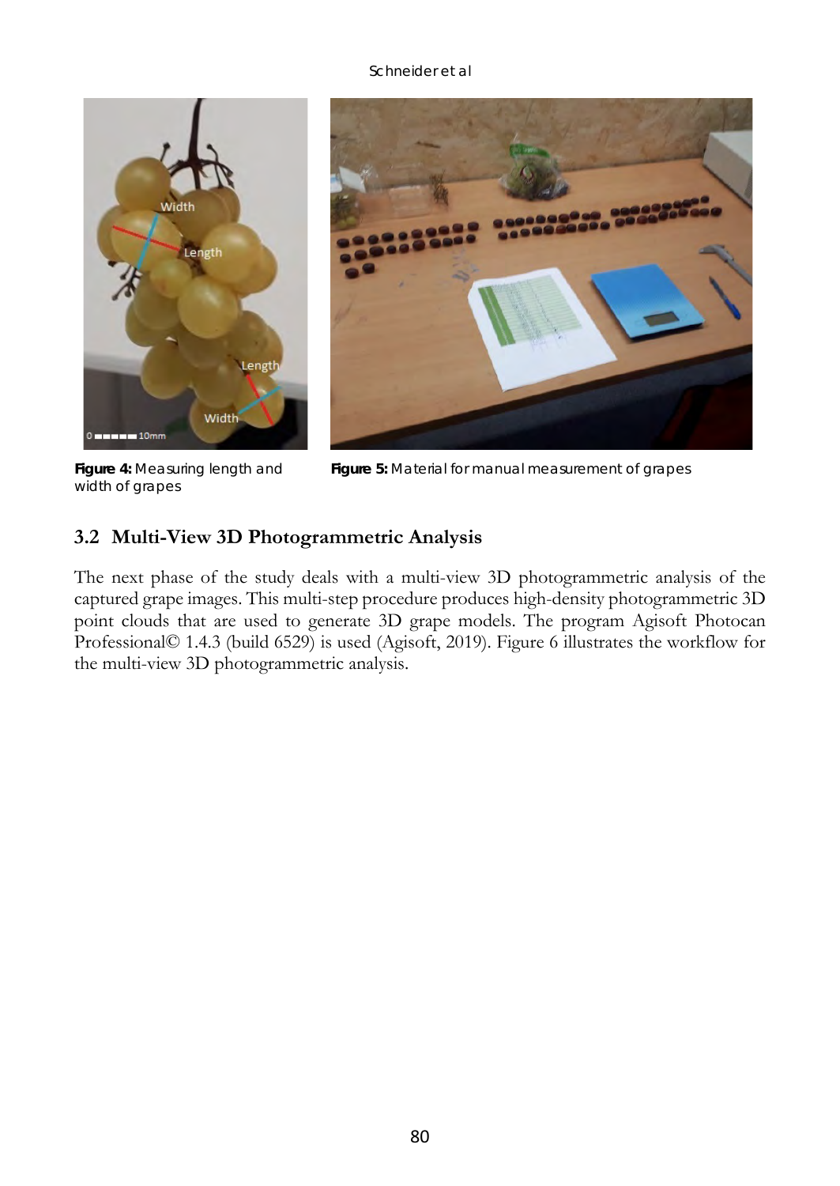**Figure 4:** Measuring length and width of grapes

**Figure 5:** Material for manual measurement of grapes

## 3.2 Multi-View 3D Photogrammetric Analysis

The next phase of the study deals with a multi-view 3D photogrammetric analysis of the captured grape images. This multi-step procedure produces high-density photogrammetric 3D point clouds that are used to generate 3D grape models. The program Agisoft Photocan Professional© 1.4.3 (build 6529) is used (Agisoft, 2019). Figure 6 illustrates the workflow for the multi-view 3D photogrammetric analysis.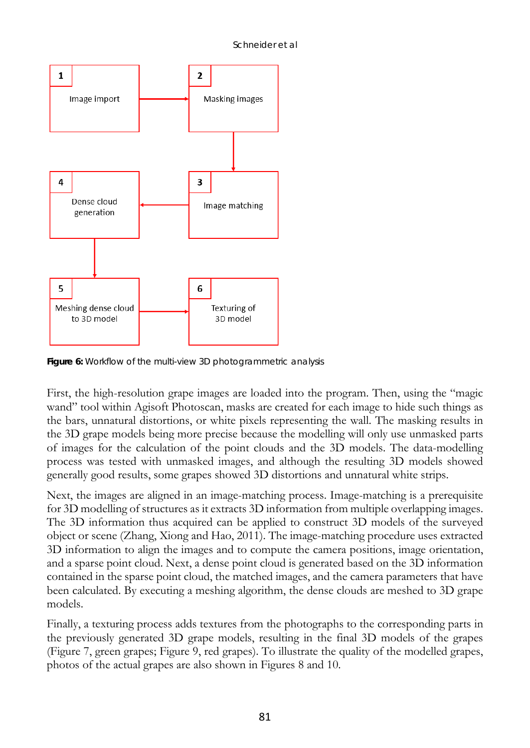1 Image import → 2 Masking images → 3 Image matching → 4 Dense cloud generation → 5 Meshing dense cloud to 3D model → 6 Texturing of 3D model

**Figure 6:** Workflow of the multi-view 3D photogrammetric analysis

First, the high-resolution grape images are loaded into the program. Then, using the "magic wand" tool within Agisoft Photoscan, masks are created for each image to hide such things as the bars, unnatural distortions, or white pixels representing the wall. The masking results in the 3D grape models being more precise because the modelling will only use unmasked parts of images for the calculation of the point clouds and the 3D models. The data-modelling process was tested with unmasked images, and although the resulting 3D models showed generally good results, some grapes showed 3D distortions and unnatural white strips.

Next, the images are aligned in an image-matching process. Image-matching is a prerequisite for 3D modelling of structures as it extracts 3D information from multiple overlapping images. The 3D information thus acquired can be applied to construct 3D models of the surveyed object or scene (Zhang, Xiong and Hao, 2011). The image-matching procedure uses extracted 3D information to align the images and to compute the camera positions, image orientation, and a sparse point cloud. Next, a dense point cloud is generated based on the 3D information contained in the sparse point cloud, the matched images, and the camera parameters that have been calculated. By executing a meshing algorithm, the dense clouds are meshed to 3D grape models.

Finally, a texturing process adds textures from the photographs to the corresponding parts in the previously generated 3D grape models, resulting in the final 3D models of the grapes (Figure 7, green grapes; Figure 9, red grapes). To illustrate the quality of the modelled grapes, photos of the actual grapes are also shown in Figures 8 and 10.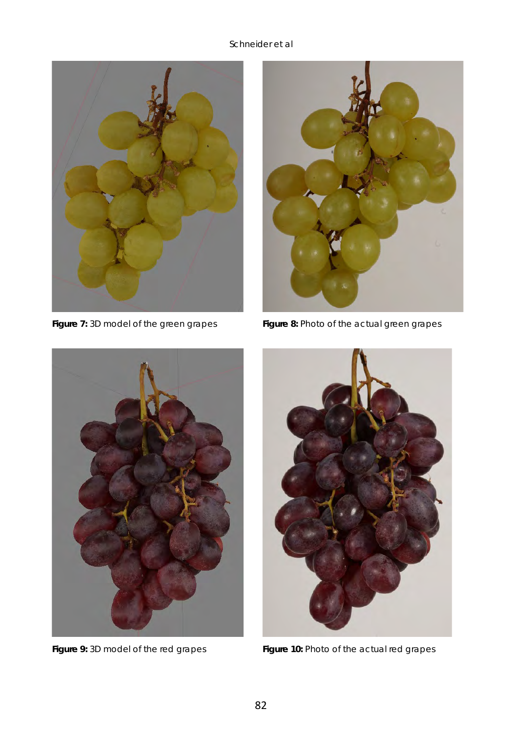**Figure 7:** 3D model of the green grapes

**Figure 8:** Photo of the actual green grapes

**Figure 9:** 3D model of the red grapes

**Figure 10:** Photo of the actual red grapes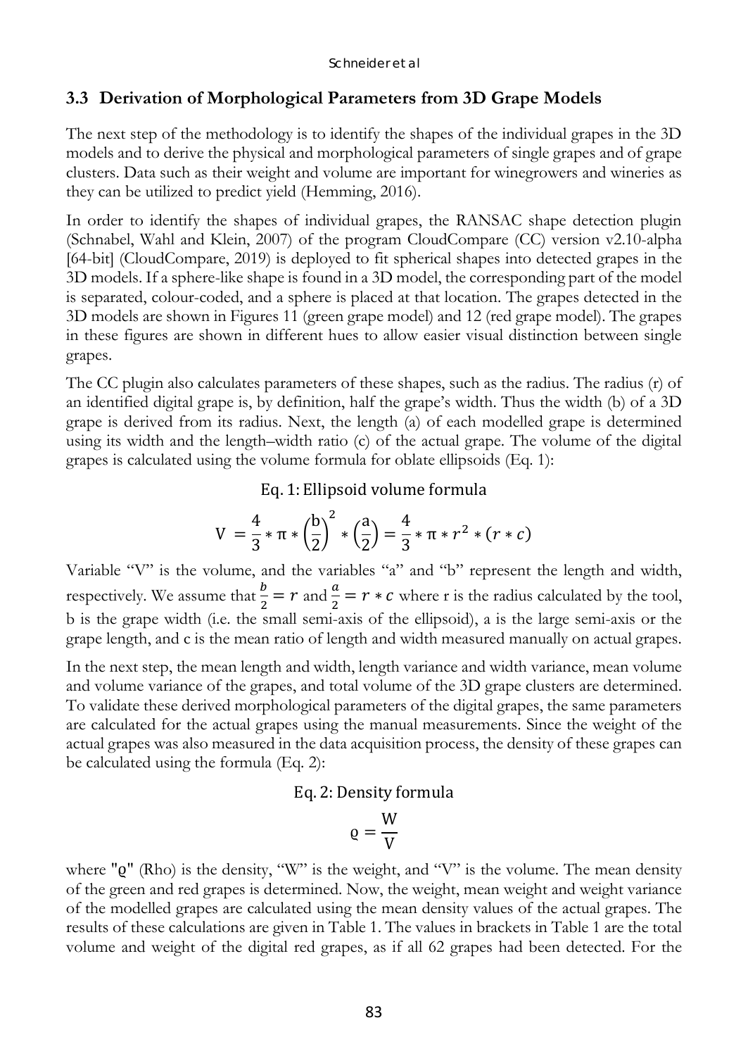### 3.3 Derivation of Morphological Parameters from 3D Grape Models

The next step of the methodology is to identify the shapes of the individual grapes in the 3D models and to derive the physical and morphological parameters of single grapes and of grape clusters. Data such as their weight and volume are important for winegrowers and wineries as they can be utilized to predict yield (Hemming, 2016).

In order to identify the shapes of individual grapes, the RANSAC shape detection plugin (Schnabel, Wahl and Klein, 2007) of the program CloudCompare (CC) version v2.10-alpha [64-bit] (CloudCompare, 2019) is deployed to fit spherical shapes into detected grapes in the 3D models. If a sphere-like shape is found in a 3D model, the corresponding part of the model is separated, colour-coded, and a sphere is placed at that location. The grapes detected in the 3D models are shown in Figures 11 (green grape model) and 12 (red grape model). The grapes in these figures are shown in different hues to allow easier visual distinction between single grapes.

The CC plugin also calculates parameters of these shapes, such as the radius. The radius (r) of an identified digital grape is, by definition, half the grape's width. Thus the width (b) of a 3D grape is derived from its radius. Next, the length (a) of each modelled grape is determined using its width and the length–width ratio (c) of the actual grape. The volume of the digital grapes is calculated using the volume formula for oblate ellipsoids (Eq. 1):

Eq. 1: Ellipsoid volume formula

$$V = \frac{4}{3} * \pi * \left(\frac{b}{2}\right)^2 * \left(\frac{a}{2}\right) = \frac{4}{3} * \pi * r^2 * (r * c)$$

Variable "V" is the volume, and the variables "a" and "b" represent the length and width, respectively. We assume that $\frac{b}{2} = r$ and $\frac{a}{2} = r * c$ where r is the radius calculated by the tool, b is the grape width (i.e. the small semi-axis of the ellipsoid), a is the large semi-axis or the grape length, and c is the mean ratio of length and width measured manually on actual grapes.

In the next step, the mean length and width, length variance and width variance, mean volume and volume variance of the grapes, and total volume of the 3D grape clusters are determined. To validate these derived morphological parameters of the digital grapes, the same parameters are calculated for the actual grapes using the manual measurements. Since the weight of the actual grapes was also measured in the data acquisition process, the density of these grapes can be calculated using the formula (Eq. 2):

Eq. 2: Density formula

$$\varrho = \frac{W}{V}$$

where "$\varrho$" (Rho) is the density, "W" is the weight, and "V" is the volume. The mean density of the green and red grapes is determined. Now, the weight, mean weight and weight variance of the modelled grapes are calculated using the mean density values of the actual grapes. The results of these calculations are given in Table 1. The values in brackets in Table 1 are the total volume and weight of the digital red grapes, as if all 62 grapes had been detected. For the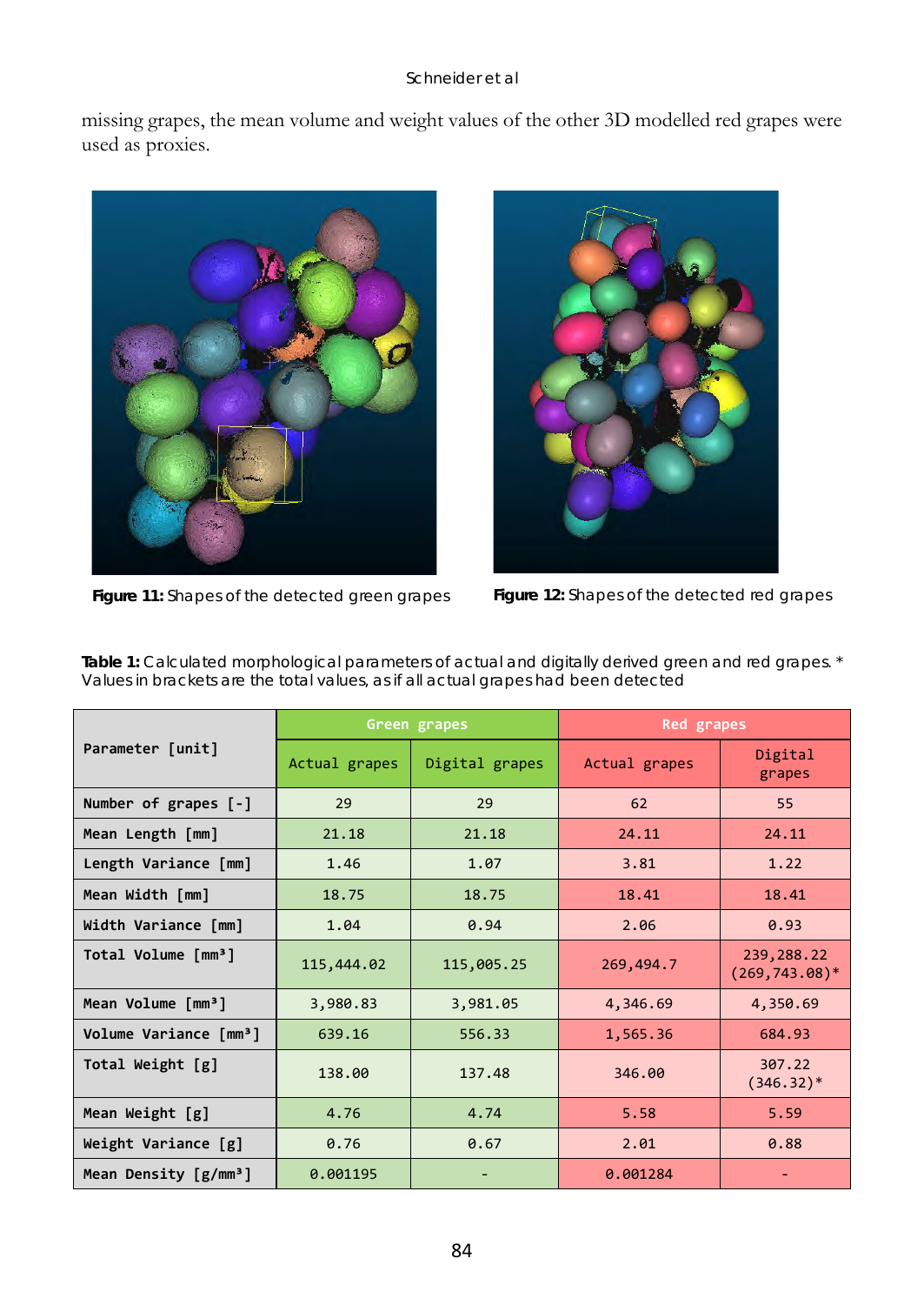missing grapes, the mean volume and weight values of the other 3D modelled red grapes were used as proxies.

**Figure 11:** Shapes of the detected green grapes

**Figure 12:** Shapes of the detected red grapes

**Table 1:** Calculated morphological parameters of actual and digitally derived green and red grapes. * Values in brackets are the total values, as if all actual grapes had been detected

| Parameter [unit] | Green grapes | | Red grapes | |
|---|---|---|---|---|
| | Actual grapes | Digital grapes | Actual grapes | Digital grapes |
| Number of grapes [-] | 29 | 29 | 62 | 55 |
| Mean Length [mm] | 21.18 | 21.18 | 24.11 | 24.11 |
| Length Variance [mm] | 1.46 | 1.07 | 3.81 | 1.22 |
| Mean Width [mm] | 18.75 | 18.75 | 18.41 | 18.41 |
| Width Variance [mm] | 1.04 | 0.94 | 2.06 | 0.93 |
| Total Volume [mm³] | 115,444.02 | 115,005.25 | 269,494.7 | 239,288.22 (269,743.08)* |
| Mean Volume [mm³] | 3,980.83 | 3,981.05 | 4,346.69 | 4,350.69 |
| Volume Variance [mm³] | 639.16 | 556.33 | 1,565.36 | 684.93 |
| Total Weight [g] | 138.00 | 137.48 | 346.00 | 307.22 (346.32)* |
| Mean Weight [g] | 4.76 | 4.74 | 5.58 | 5.59 |
| Weight Variance [g] | 0.76 | 0.67 | 2.01 | 0.88 |
| Mean Density [g/mm³] | 0.001195 | - | 0.001284 | - |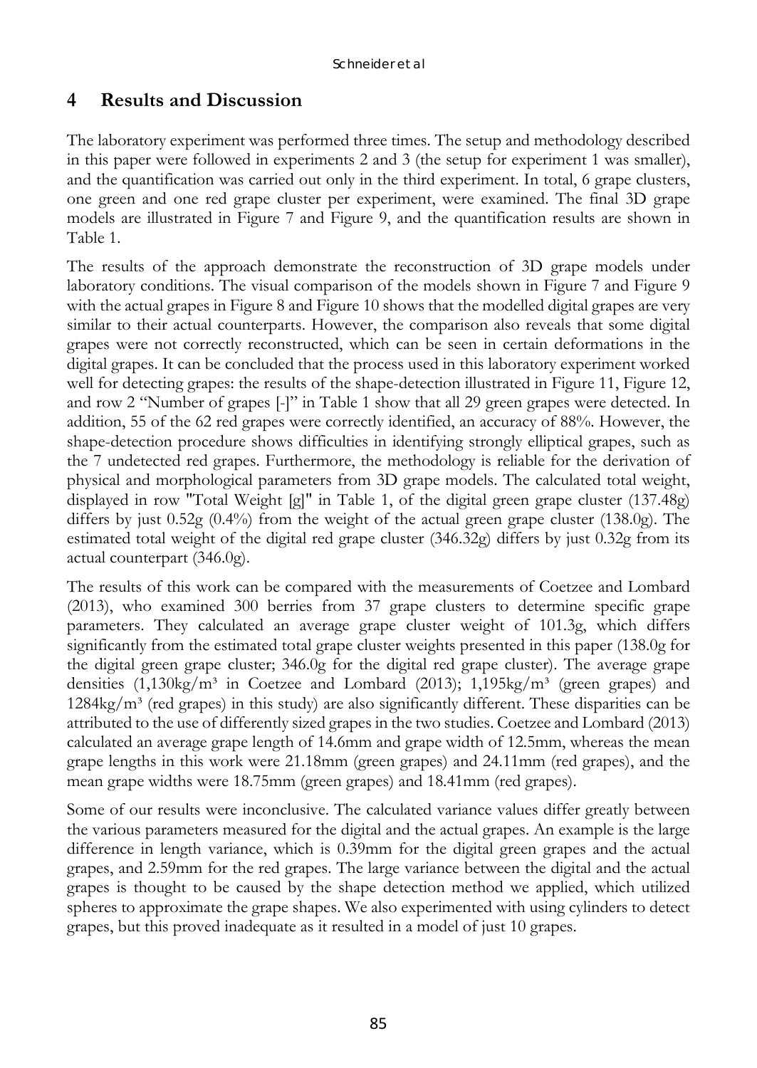# 4 Results and Discussion

The laboratory experiment was performed three times. The setup and methodology described in this paper were followed in experiments 2 and 3 (the setup for experiment 1 was smaller), and the quantification was carried out only in the third experiment. In total, 6 grape clusters, one green and one red grape cluster per experiment, were examined. The final 3D grape models are illustrated in Figure 7 and Figure 9, and the quantification results are shown in Table 1.

The results of the approach demonstrate the reconstruction of 3D grape models under laboratory conditions. The visual comparison of the models shown in Figure 7 and Figure 9 with the actual grapes in Figure 8 and Figure 10 shows that the modelled digital grapes are very similar to their actual counterparts. However, the comparison also reveals that some digital grapes were not correctly reconstructed, which can be seen in certain deformations in the digital grapes. It can be concluded that the process used in this laboratory experiment worked well for detecting grapes: the results of the shape-detection illustrated in Figure 11, Figure 12, and row 2 "Number of grapes [-]" in Table 1 show that all 29 green grapes were detected. In addition, 55 of the 62 red grapes were correctly identified, an accuracy of 88%. However, the shape-detection procedure shows difficulties in identifying strongly elliptical grapes, such as the 7 undetected red grapes. Furthermore, the methodology is reliable for the derivation of physical and morphological parameters from 3D grape models. The calculated total weight, displayed in row "Total Weight [g]" in Table 1, of the digital green grape cluster (137.48g) differs by just 0.52g (0.4%) from the weight of the actual green grape cluster (138.0g). The estimated total weight of the digital red grape cluster (346.32g) differs by just 0.32g from its actual counterpart (346.0g).

The results of this work can be compared with the measurements of Coetzee and Lombard (2013), who examined 300 berries from 37 grape clusters to determine specific grape parameters. They calculated an average grape cluster weight of 101.3g, which differs significantly from the estimated total grape cluster weights presented in this paper (138.0g for the digital green grape cluster; 346.0g for the digital red grape cluster). The average grape densities (1,130kg/m³ in Coetzee and Lombard (2013); 1,195kg/m³ (green grapes) and 1284kg/m³ (red grapes) in this study) are also significantly different. These disparities can be attributed to the use of differently sized grapes in the two studies. Coetzee and Lombard (2013) calculated an average grape length of 14.6mm and grape width of 12.5mm, whereas the mean grape lengths in this work were 21.18mm (green grapes) and 24.11mm (red grapes), and the mean grape widths were 18.75mm (green grapes) and 18.41mm (red grapes).

Some of our results were inconclusive. The calculated variance values differ greatly between the various parameters measured for the digital and the actual grapes. An example is the large difference in length variance, which is 0.39mm for the digital green grapes and the actual grapes, and 2.59mm for the red grapes. The large variance between the digital and the actual grapes is thought to be caused by the shape detection method we applied, which utilized spheres to approximate the grape shapes. We also experimented with using cylinders to detect grapes, but this proved inadequate as it resulted in a model of just 10 grapes.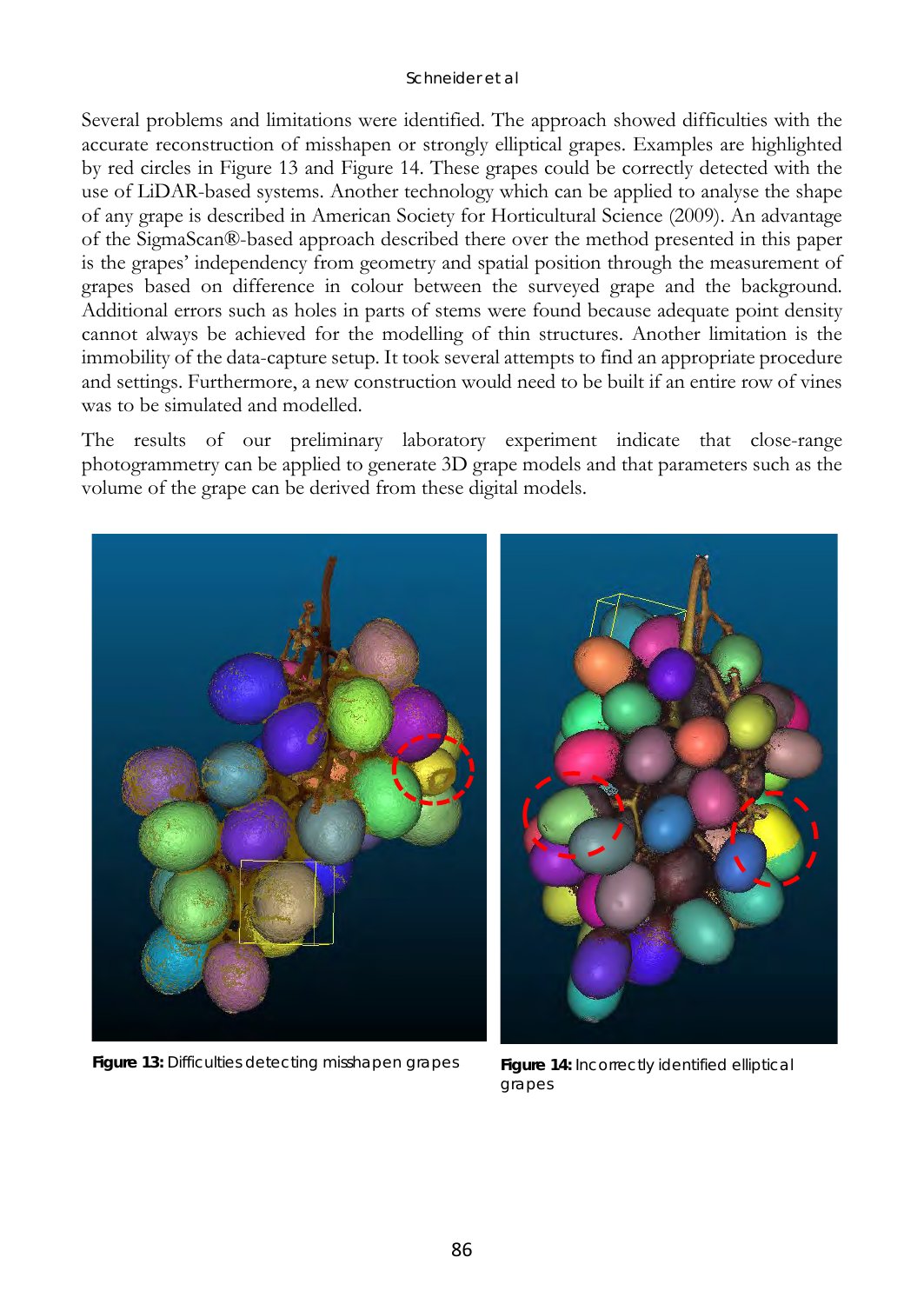Several problems and limitations were identified. The approach showed difficulties with the accurate reconstruction of misshapen or strongly elliptical grapes. Examples are highlighted by red circles in Figure 13 and Figure 14. These grapes could be correctly detected with the use of LiDAR-based systems. Another technology which can be applied to analyse the shape of any grape is described in American Society for Horticultural Science (2009). An advantage of the SigmaScan®-based approach described there over the method presented in this paper is the grapes' independency from geometry and spatial position through the measurement of grapes based on difference in colour between the surveyed grape and the background. Additional errors such as holes in parts of stems were found because adequate point density cannot always be achieved for the modelling of thin structures. Another limitation is the immobility of the data-capture setup. It took several attempts to find an appropriate procedure and settings. Furthermore, a new construction would need to be built if an entire row of vines was to be simulated and modelled.

The results of our preliminary laboratory experiment indicate that close-range photogrammetry can be applied to generate 3D grape models and that parameters such as the volume of the grape can be derived from these digital models.

**Figure 13:** Difficulties detecting misshapen grapes

**Figure 14:** Incorrectly identified elliptical grapes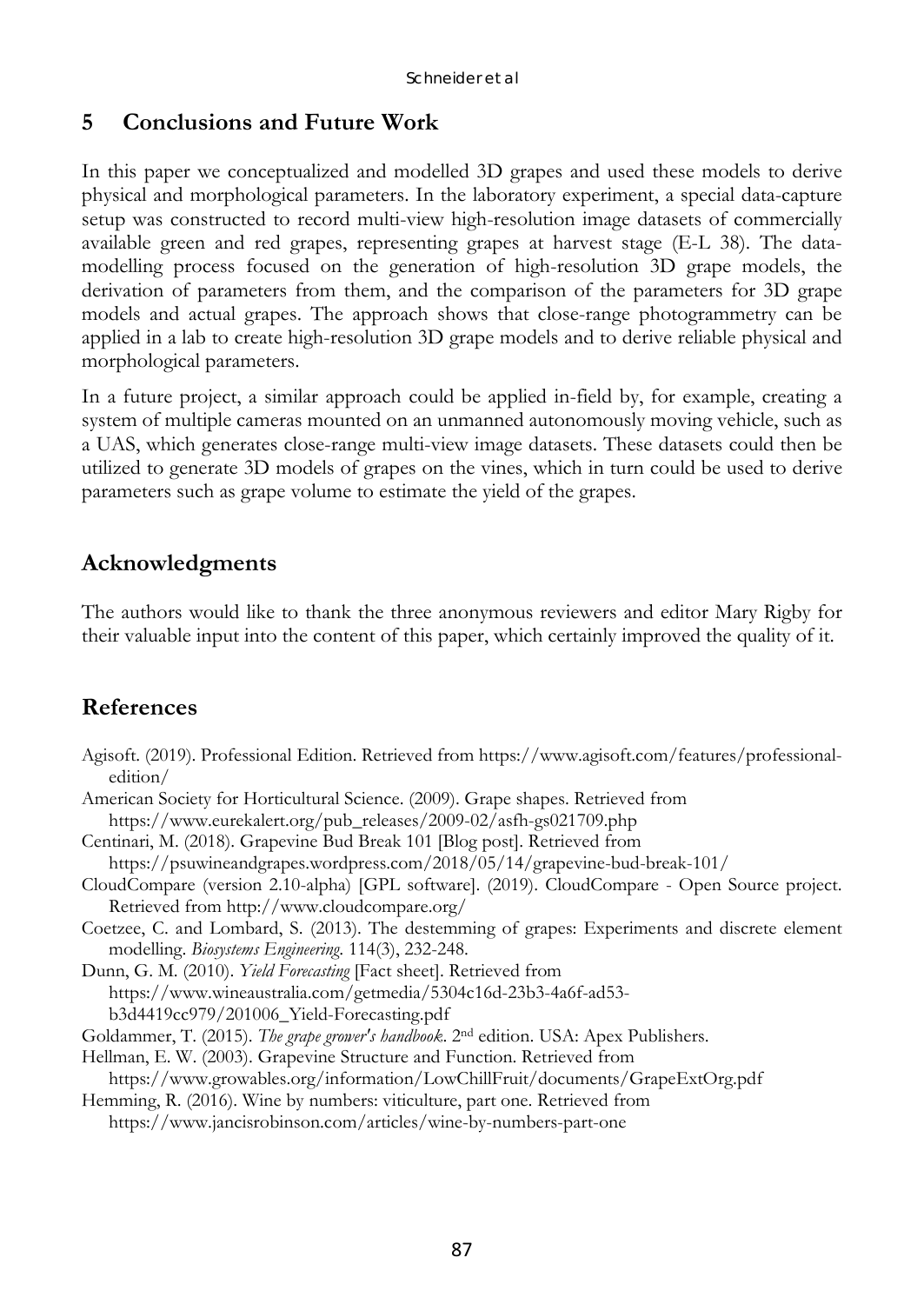## 5 Conclusions and Future Work

In this paper we conceptualized and modelled 3D grapes and used these models to derive physical and morphological parameters. In the laboratory experiment, a special data-capture setup was constructed to record multi-view high-resolution image datasets of commercially available green and red grapes, representing grapes at harvest stage (E-L 38). The data-modelling process focused on the generation of high-resolution 3D grape models, the derivation of parameters from them, and the comparison of the parameters for 3D grape models and actual grapes. The approach shows that close-range photogrammetry can be applied in a lab to create high-resolution 3D grape models and to derive reliable physical and morphological parameters.

In a future project, a similar approach could be applied in-field by, for example, creating a system of multiple cameras mounted on an unmanned autonomously moving vehicle, such as a UAS, which generates close-range multi-view image datasets. These datasets could then be utilized to generate 3D models of grapes on the vines, which in turn could be used to derive parameters such as grape volume to estimate the yield of the grapes.

## Acknowledgments

The authors would like to thank the three anonymous reviewers and editor Mary Rigby for their valuable input into the content of this paper, which certainly improved the quality of it.

## References

Agisoft. (2019). Professional Edition. Retrieved from https://www.agisoft.com/features/professional-edition/

American Society for Horticultural Science. (2009). Grape shapes. Retrieved from https://www.eurekalert.org/pub_releases/2009-02/asfh-gs021709.php

Centinari, M. (2018). Grapevine Bud Break 101 [Blog post]. Retrieved from https://psuwineandgrapes.wordpress.com/2018/05/14/grapevine-bud-break-101/

CloudCompare (version 2.10-alpha) [GPL software]. (2019). CloudCompare - Open Source project. Retrieved from http://www.cloudcompare.org/

Coetzee, C. and Lombard, S. (2013). The destemming of grapes: Experiments and discrete element modelling. *Biosystems Engineering*. 114(3), 232-248.

Dunn, G. M. (2010). *Yield Forecasting* [Fact sheet]. Retrieved from https://www.wineaustralia.com/getmedia/5304c16d-23b3-4a6f-ad53-b3d4419cc979/201006_Yield-Forecasting.pdf

Goldammer, T. (2015). *The grape grower's handbook*. 2nd edition. USA: Apex Publishers.

Hellman, E. W. (2003). Grapevine Structure and Function. Retrieved from https://www.growables.org/information/LowChillFruit/documents/GrapeExtOrg.pdf

Hemming, R. (2016). Wine by numbers: viticulture, part one. Retrieved from https://www.jancisrobinson.com/articles/wine-by-numbers-part-one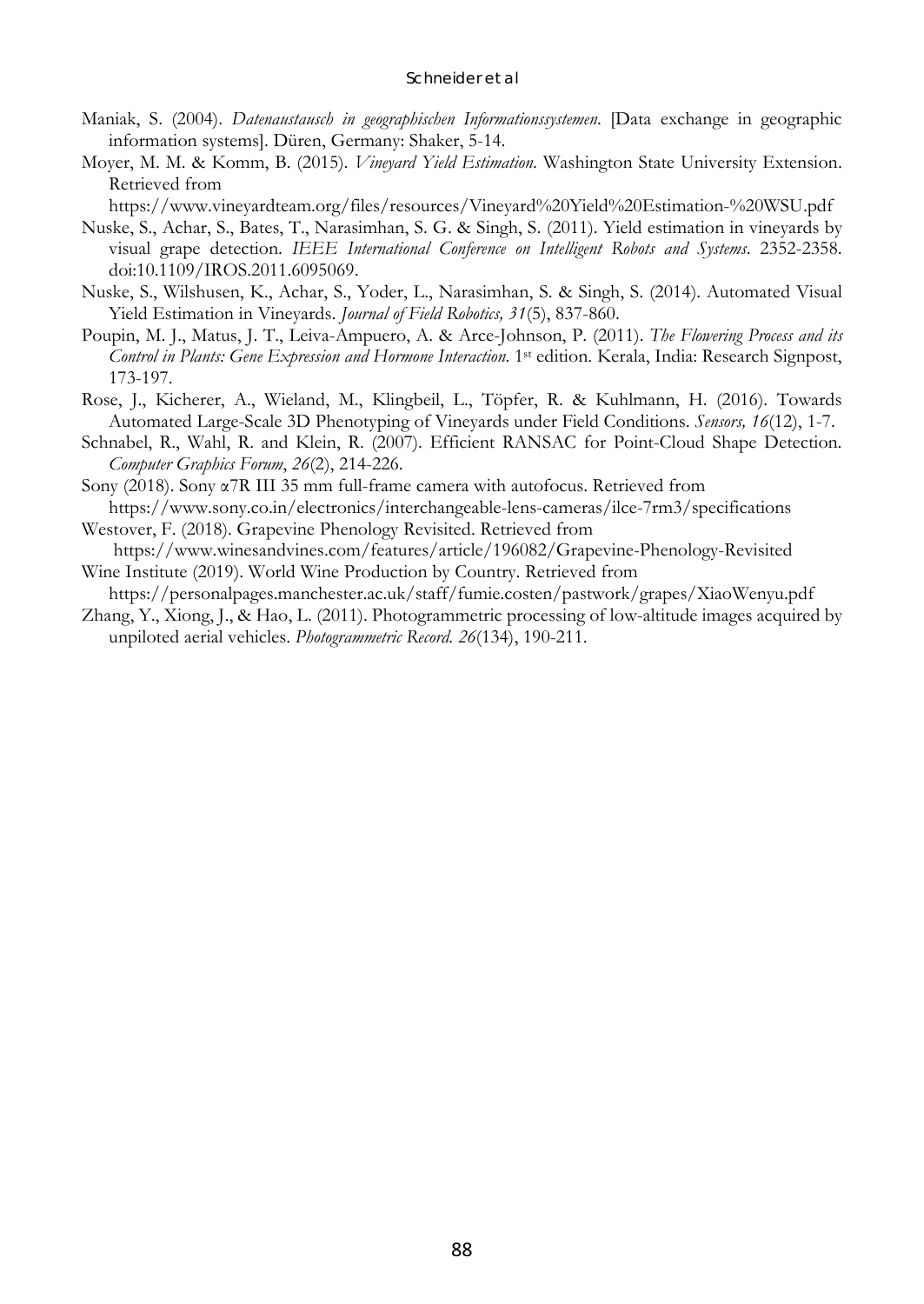Maniak, S. (2004). *Datenaustausch in geographischen Informationssystemen*. [Data exchange in geographic information systems]. Düren, Germany: Shaker, 5-14.

Moyer, M. M. & Komm, B. (2015). *Vineyard Yield Estimation*. Washington State University Extension. Retrieved from https://www.vineyardteam.org/files/resources/Vineyard%20Yield%20Estimation-%20WSU.pdf

Nuske, S., Achar, S., Bates, T., Narasimhan, S. G. & Singh, S. (2011). Yield estimation in vineyards by visual grape detection. *IEEE International Conference on Intelligent Robots and Systems*. 2352-2358. doi:10.1109/IROS.2011.6095069.

Nuske, S., Wilshusen, K., Achar, S., Yoder, L., Narasimhan, S. & Singh, S. (2014). Automated Visual Yield Estimation in Vineyards. *Journal of Field Robotics, 31*(5), 837-860.

Poupin, M. J., Matus, J. T., Leiva-Ampuero, A. & Arce-Johnson, P. (2011). *The Flowering Process and its Control in Plants: Gene Expression and Hormone Interaction*. 1st edition. Kerala, India: Research Signpost, 173-197.

Rose, J., Kicherer, A., Wieland, M., Klingbeil, L., Töpfer, R. & Kuhlmann, H. (2016). Towards Automated Large-Scale 3D Phenotyping of Vineyards under Field Conditions. *Sensors, 16*(12), 1-7.

Schnabel, R., Wahl, R. and Klein, R. (2007). Efficient RANSAC for Point-Cloud Shape Detection. *Computer Graphics Forum*, *26*(2), 214-226.

Sony (2018). Sony α7R III 35 mm full-frame camera with autofocus. Retrieved from https://www.sony.co.in/electronics/interchangeable-lens-cameras/ilce-7rm3/specifications

Westover, F. (2018). Grapevine Phenology Revisited. Retrieved from https://www.winesandvines.com/features/article/196082/Grapevine-Phenology-Revisited

Wine Institute (2019). World Wine Production by Country. Retrieved from https://personalpages.manchester.ac.uk/staff/fumie.costen/pastwork/grapes/XiaoWenyu.pdf

Zhang, Y., Xiong, J., & Hao, L. (2011). Photogrammetric processing of low-altitude images acquired by unpiloted aerial vehicles. *Photogrammetric Record. 26*(134), 190-211.